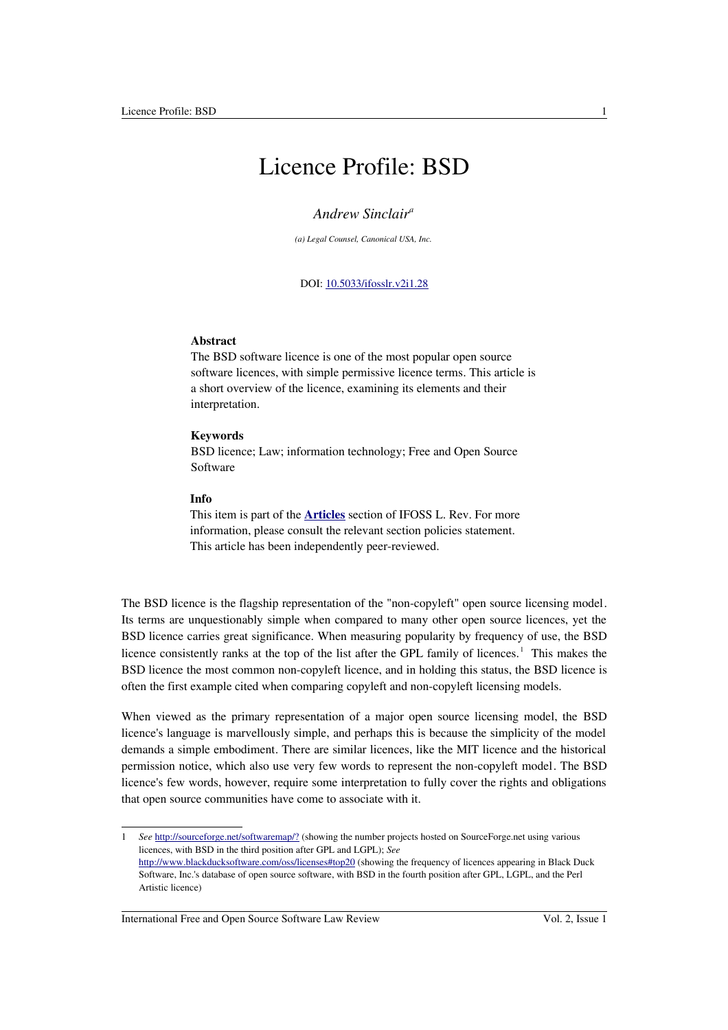# Licence Profile: BSD

*Andrew Sinclair*[a]

*(a) Legal Counsel, Canonical USA, Inc.*

DOI: 10.5033/ifosslr.v2i1.28

**Abstract**

The BSD software licence is one of the most popular open source software licences, with simple permissive licence terms. This article is a short overview of the licence, examining its elements and their interpretation.

**Keywords**

BSD licence; Law; information technology; Free and Open Source Software

**Info**

This item is part of the **Articles** section of IFOSS L. Rev. For more information, please consult the relevant section policies statement. This article has been independently peer-reviewed.

The BSD licence is the flagship representation of the "non-copyleft" open source licensing model. Its terms are unquestionably simple when compared to many other open source licences, yet the BSD licence carries great significance. When measuring popularity by frequency of use, the BSD licence consistently ranks at the top of the list after the GPL family of licences.[1] This makes the BSD licence the most common non-copyleft licence, and in holding this status, the BSD licence is often the first example cited when comparing copyleft and non-copyleft licensing models.

When viewed as the primary representation of a major open source licensing model, the BSD licence's language is marvellously simple, and perhaps this is because the simplicity of the model demands a simple embodiment. There are similar licences, like the MIT licence and the historical permission notice, which also use very few words to represent the non-copyleft model. The BSD licence's few words, however, require some interpretation to fully cover the rights and obligations that open source communities have come to associate with it.

---

1 *See* http://sourceforge.net/softwaremap/? (showing the number projects hosted on SourceForge.net using various licences, with BSD in the third position after GPL and LGPL); *See* http://www.blackducksoftware.com/oss/licenses#top20 (showing the frequency of licences appearing in Black Duck Software, Inc.'s database of open source software, with BSD in the fourth position after GPL, LGPL, and the Perl Artistic licence)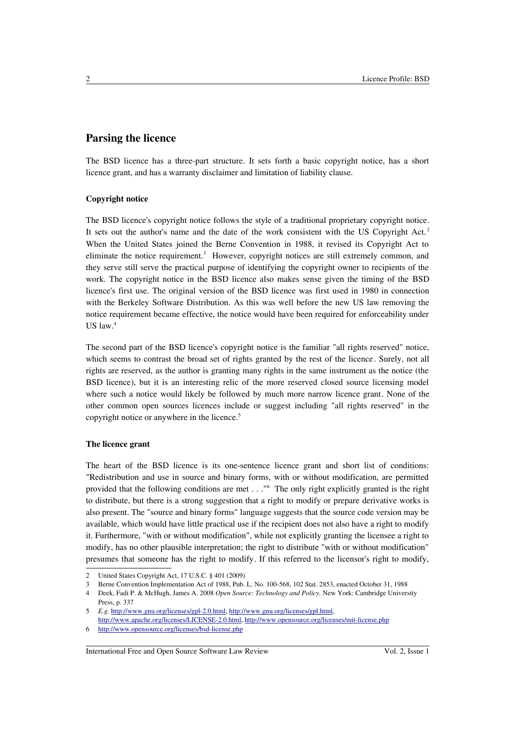## Parsing the licence

The BSD licence has a three-part structure. It sets forth a basic copyright notice, has a short licence grant, and has a warranty disclaimer and limitation of liability clause.

### Copyright notice

The BSD licence's copyright notice follows the style of a traditional proprietary copyright notice. It sets out the author's name and the date of the work consistent with the US Copyright Act.[2] When the United States joined the Berne Convention in 1988, it revised its Copyright Act to eliminate the notice requirement.[3] However, copyright notices are still extremely common, and they serve still serve the practical purpose of identifying the copyright owner to recipients of the work. The copyright notice in the BSD licence also makes sense given the timing of the BSD licence's first use. The original version of the BSD licence was first used in 1980 in connection with the Berkeley Software Distribution. As this was well before the new US law removing the notice requirement became effective, the notice would have been required for enforceability under US law.[4]

The second part of the BSD licence's copyright notice is the familiar "all rights reserved" notice, which seems to contrast the broad set of rights granted by the rest of the licence. Surely, not all rights are reserved, as the author is granting many rights in the same instrument as the notice (the BSD licence), but it is an interesting relic of the more reserved closed source licensing model where such a notice would likely be followed by much more narrow licence grant. None of the other common open sources licences include or suggest including "all rights reserved" in the copyright notice or anywhere in the licence.[5]

### The licence grant

The heart of the BSD licence is its one-sentence licence grant and short list of conditions: "Redistribution and use in source and binary forms, with or without modification, are permitted provided that the following conditions are met . . ."[6] The only right explicitly granted is the right to distribute, but there is a strong suggestion that a right to modify or prepare derivative works is also present. The "source and binary forms" language suggests that the source code version may be available, which would have little practical use if the recipient does not also have a right to modify it. Furthermore, "with or without modification", while not explicitly granting the licensee a right to modify, has no other plausible interpretation; the right to distribute "with or without modification" presumes that someone has the right to modify. If this referred to the licensor's right to modify,

2 United States Copyright Act, 17 U.S.C. § 401 (2009)

3 Berne Convention Implementation Act of 1988, Pub. L. No. 100-568, 102 Stat. 2853, enacted October 31, 1988

4 Deek, Fadi P. & McHugh, James A. 2008 *Open Source: Technology and Policy.* New York: Cambridge University Press, p. 337

5 *E.g.* http://www.gnu.org/licenses/gpl-2.0.html, http://www.gnu.org/licenses/gpl.html, http://www.apache.org/licenses/LICENSE-2.0.html, http://www.opensource.org/licenses/mit-license.php

6 http://www.opensource.org/licenses/bsd-license.php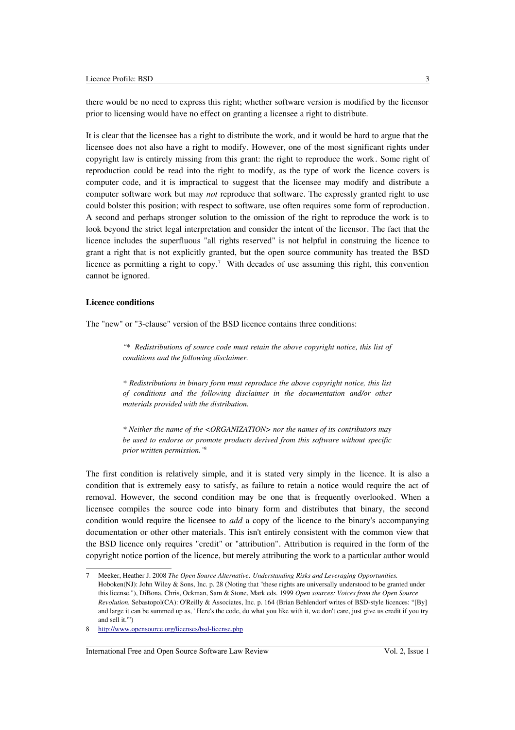there would be no need to express this right; whether software version is modified by the licensor prior to licensing would have no effect on granting a licensee a right to distribute.

It is clear that the licensee has a right to distribute the work, and it would be hard to argue that the licensee does not also have a right to modify. However, one of the most significant rights under copyright law is entirely missing from this grant: the right to reproduce the work. Some right of reproduction could be read into the right to modify, as the type of work the licence covers is computer code, and it is impractical to suggest that the licensee may modify and distribute a computer software work but may *not* reproduce that software. The expressly granted right to use could bolster this position; with respect to software, use often requires some form of reproduction. A second and perhaps stronger solution to the omission of the right to reproduce the work is to look beyond the strict legal interpretation and consider the intent of the licensor. The fact that the licence includes the superfluous "all rights reserved" is not helpful in construing the licence to grant a right that is not explicitly granted, but the open source community has treated the BSD licence as permitting a right to copy.[7] With decades of use assuming this right, this convention cannot be ignored.

**Licence conditions**

The "new" or "3-clause" version of the BSD licence contains three conditions:

> *"* Redistributions of source code must retain the above copyright notice, this list of conditions and the following disclaimer.*
>
> ** Redistributions in binary form must reproduce the above copyright notice, this list of conditions and the following disclaimer in the documentation and/or other materials provided with the distribution.*
>
> ** Neither the name of the <ORGANIZATION> nor the names of its contributors may be used to endorse or promote products derived from this software without specific prior written permission."*[8]

The first condition is relatively simple, and it is stated very simply in the licence. It is also a condition that is extremely easy to satisfy, as failure to retain a notice would require the act of removal. However, the second condition may be one that is frequently overlooked. When a licensee compiles the source code into binary form and distributes that binary, the second condition would require the licensee to *add* a copy of the licence to the binary's accompanying documentation or other other materials. This isn't entirely consistent with the common view that the BSD licence only requires "credit" or "attribution". Attribution is required in the form of the copyright notice portion of the licence, but merely attributing the work to a particular author would

---

7 Meeker, Heather J. 2008 *The Open Source Alternative: Understanding Risks and Leveraging Opportunities.* Hoboken(NJ): John Wiley & Sons, Inc. p. 28 (Noting that "these rights are universally understood to be granted under this license."), DiBona, Chris, Ockman, Sam & Stone, Mark eds. 1999 *Open sources: Voices from the Open Source Revolution.* Sebastopol(CA): O'Reilly & Associates, Inc. p. 164 (Brian Behlendorf writes of BSD-style licences: "[By] and large it can be summed up as, ' Here's the code, do what you like with it, we don't care, just give us credit if you try and sell it.'")

8 http://www.opensource.org/licenses/bsd-license.php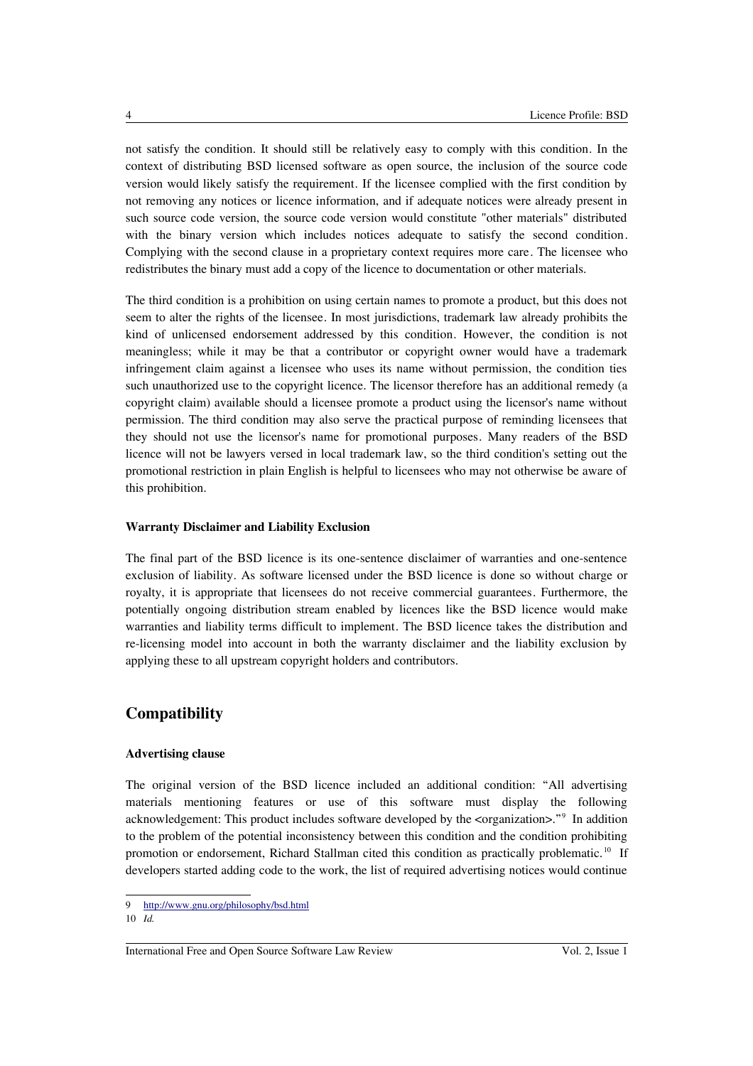not satisfy the condition. It should still be relatively easy to comply with this condition. In the context of distributing BSD licensed software as open source, the inclusion of the source code version would likely satisfy the requirement. If the licensee complied with the first condition by not removing any notices or licence information, and if adequate notices were already present in such source code version, the source code version would constitute "other materials" distributed with the binary version which includes notices adequate to satisfy the second condition. Complying with the second clause in a proprietary context requires more care. The licensee who redistributes the binary must add a copy of the licence to documentation or other materials.

The third condition is a prohibition on using certain names to promote a product, but this does not seem to alter the rights of the licensee. In most jurisdictions, trademark law already prohibits the kind of unlicensed endorsement addressed by this condition. However, the condition is not meaningless; while it may be that a contributor or copyright owner would have a trademark infringement claim against a licensee who uses its name without permission, the condition ties such unauthorized use to the copyright licence. The licensor therefore has an additional remedy (a copyright claim) available should a licensee promote a product using the licensor's name without permission. The third condition may also serve the practical purpose of reminding licensees that they should not use the licensor's name for promotional purposes. Many readers of the BSD licence will not be lawyers versed in local trademark law, so the third condition's setting out the promotional restriction in plain English is helpful to licensees who may not otherwise be aware of this prohibition.

### Warranty Disclaimer and Liability Exclusion

The final part of the BSD licence is its one-sentence disclaimer of warranties and one-sentence exclusion of liability. As software licensed under the BSD licence is done so without charge or royalty, it is appropriate that licensees do not receive commercial guarantees. Furthermore, the potentially ongoing distribution stream enabled by licences like the BSD licence would make warranties and liability terms difficult to implement. The BSD licence takes the distribution and re-licensing model into account in both the warranty disclaimer and the liability exclusion by applying these to all upstream copyright holders and contributors.

## Compatibility

### Advertising clause

The original version of the BSD licence included an additional condition: "All advertising materials mentioning features or use of this software must display the following acknowledgement: This product includes software developed by the <organization>."[9] In addition to the problem of the potential inconsistency between this condition and the condition prohibiting promotion or endorsement, Richard Stallman cited this condition as practically problematic.[10] If developers started adding code to the work, the list of required advertising notices would continue

9 http://www.gnu.org/philosophy/bsd.html

10 *Id.*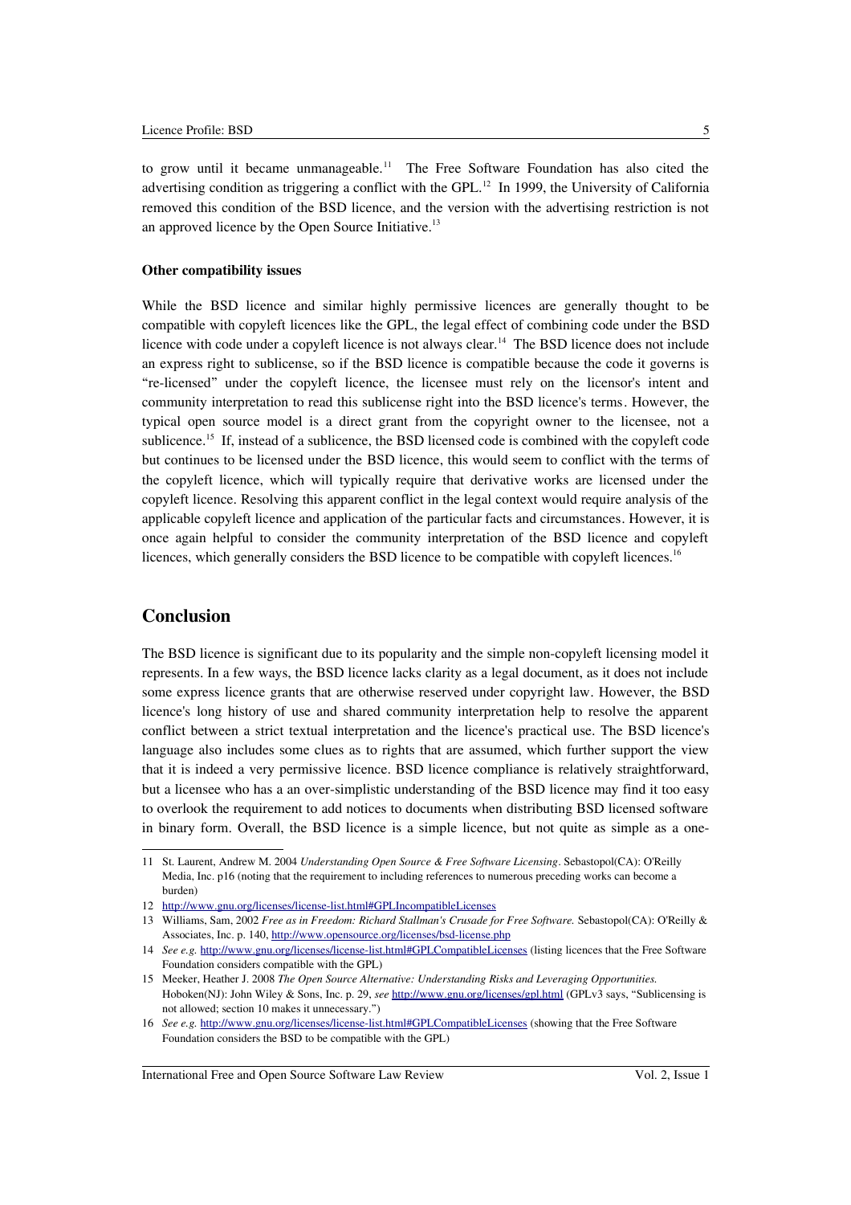to grow until it became unmanageable.[11] The Free Software Foundation has also cited the advertising condition as triggering a conflict with the GPL.[12] In 1999, the University of California removed this condition of the BSD licence, and the version with the advertising restriction is not an approved licence by the Open Source Initiative.[13]

**Other compatibility issues**

While the BSD licence and similar highly permissive licences are generally thought to be compatible with copyleft licences like the GPL, the legal effect of combining code under the BSD licence with code under a copyleft licence is not always clear.[14] The BSD licence does not include an express right to sublicense, so if the BSD licence is compatible because the code it governs is "re-licensed" under the copyleft licence, the licensee must rely on the licensor's intent and community interpretation to read this sublicense right into the BSD licence's terms. However, the typical open source model is a direct grant from the copyright owner to the licensee, not a sublicence.[15] If, instead of a sublicence, the BSD licensed code is combined with the copyleft code but continues to be licensed under the BSD licence, this would seem to conflict with the terms of the copyleft licence, which will typically require that derivative works are licensed under the copyleft licence. Resolving this apparent conflict in the legal context would require analysis of the applicable copyleft licence and application of the particular facts and circumstances. However, it is once again helpful to consider the community interpretation of the BSD licence and copyleft licences, which generally considers the BSD licence to be compatible with copyleft licences.[16]

## Conclusion

The BSD licence is significant due to its popularity and the simple non-copyleft licensing model it represents. In a few ways, the BSD licence lacks clarity as a legal document, as it does not include some express licence grants that are otherwise reserved under copyright law. However, the BSD licence's long history of use and shared community interpretation help to resolve the apparent conflict between a strict textual interpretation and the licence's practical use. The BSD licence's language also includes some clues as to rights that are assumed, which further support the view that it is indeed a very permissive licence. BSD licence compliance is relatively straightforward, but a licensee who has a an over-simplistic understanding of the BSD licence may find it too easy to overlook the requirement to add notices to documents when distributing BSD licensed software in binary form. Overall, the BSD licence is a simple licence, but not quite as simple as a one-

---

11 St. Laurent, Andrew M. 2004 *Understanding Open Source & Free Software Licensing*. Sebastopol(CA): O'Reilly Media, Inc. p16 (noting that the requirement to including references to numerous preceding works can become a burden)

12 http://www.gnu.org/licenses/license-list.html#GPLIncompatibleLicenses

13 Williams, Sam, 2002 *Free as in Freedom: Richard Stallman's Crusade for Free Software.* Sebastopol(CA): O'Reilly & Associates, Inc. p. 140, http://www.opensource.org/licenses/bsd-license.php

14 *See e.g.* http://www.gnu.org/licenses/license-list.html#GPLCompatibleLicenses (listing licences that the Free Software Foundation considers compatible with the GPL)

15 Meeker, Heather J. 2008 *The Open Source Alternative: Understanding Risks and Leveraging Opportunities.* Hoboken(NJ): John Wiley & Sons, Inc. p. 29, *see* http://www.gnu.org/licenses/gpl.html (GPLv3 says, "Sublicensing is not allowed; section 10 makes it unnecessary.")

16 *See e.g.* http://www.gnu.org/licenses/license-list.html#GPLCompatibleLicenses (showing that the Free Software Foundation considers the BSD to be compatible with the GPL)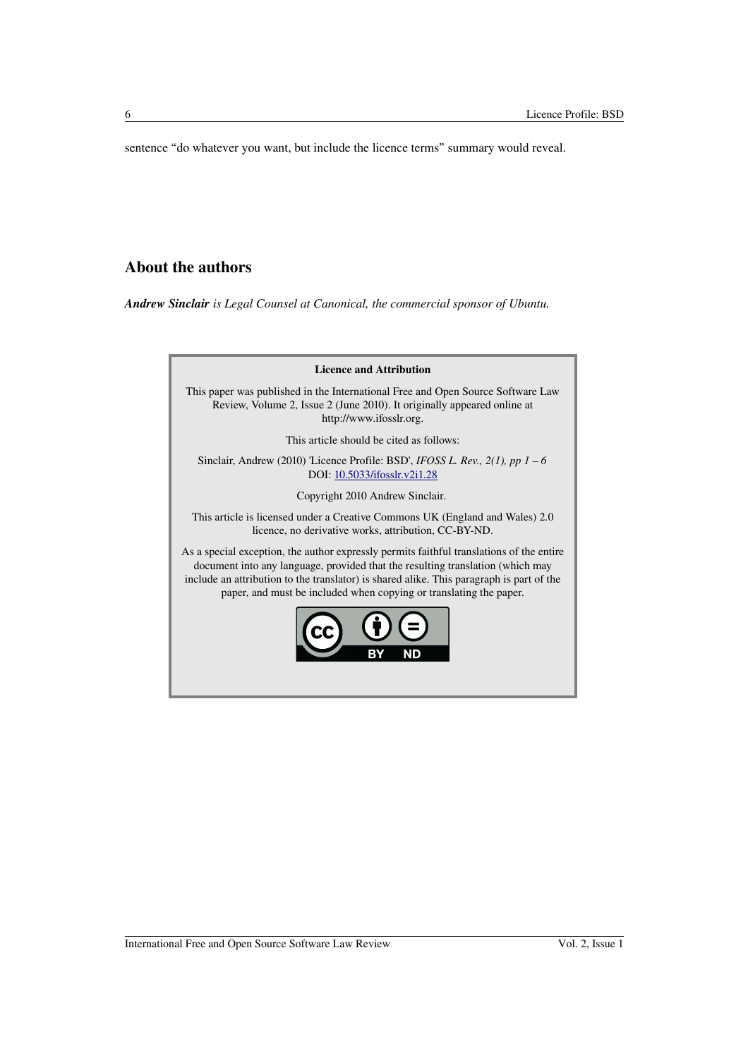sentence “do whatever you want, but include the licence terms” summary would reveal.

## About the authors

***Andrew Sinclair*** *is Legal Counsel at Canonical, the commercial sponsor of Ubuntu.*

**Licence and Attribution**

This paper was published in the International Free and Open Source Software Law Review, Volume 2, Issue 2 (June 2010). It originally appeared online at http://www.ifosslr.org.

This article should be cited as follows:

Sinclair, Andrew (2010) 'Licence Profile: BSD', *IFOSS L. Rev., 2(1), pp 1 – 6*
DOI: [10.5033/ifosslr.v2i1.28](10.5033/ifosslr.v2i1.28)

Copyright 2010 Andrew Sinclair.

This article is licensed under a Creative Commons UK (England and Wales) 2.0 licence, no derivative works, attribution, CC-BY-ND.

As a special exception, the author expressly permits faithful translations of the entire document into any language, provided that the resulting translation (which may include an attribution to the translator) is shared alike. This paragraph is part of the paper, and must be included when copying or translating the paper.

cc BY ND